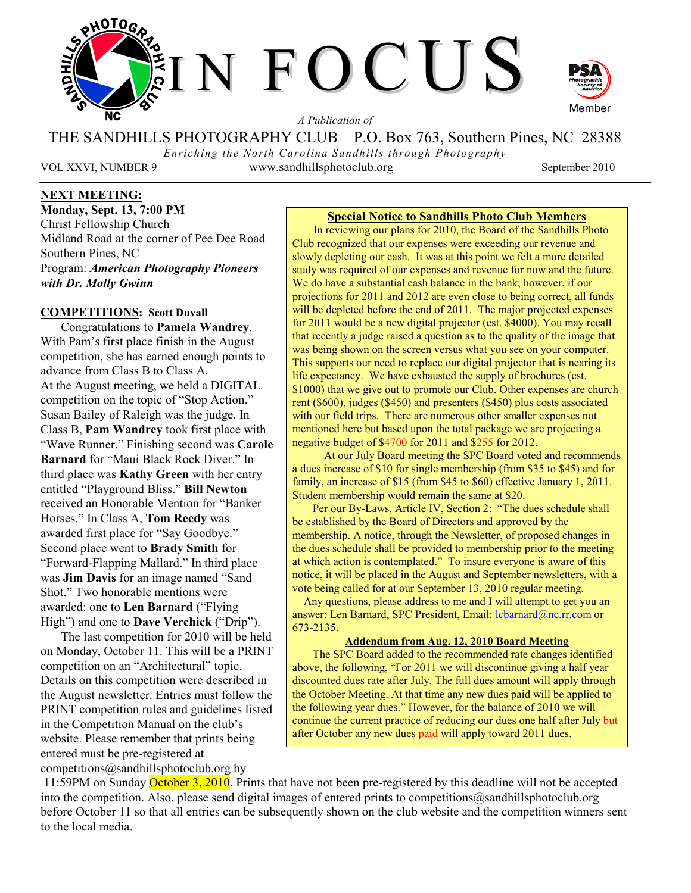# IN FOCUS

*A Publication of*

THE SANDHILLS PHOTOGRAPHY CLUB P.O. Box 763, Southern Pines, NC 28388

*Enriching the North Carolina Sandhills through Photography*

VOL XXVI, NUMBER 9 www.sandhillsphotoclub.org September 2010

## NEXT MEETING:

**Monday, Sept. 13, 7:00 PM**
Christ Fellowship Church
Midland Road at the corner of Pee Dee Road
Southern Pines, NC
Program: ***American Photography Pioneers with Dr. Molly Gwinn***

## COMPETITIONS: Scott Duvall

Congratulations to **Pamela Wandrey**. With Pam's first place finish in the August competition, she has earned enough points to advance from Class B to Class A.

At the August meeting, we held a DIGITAL competition on the topic of "Stop Action." Susan Bailey of Raleigh was the judge. In Class B, **Pam Wandrey** took first place with "Wave Runner." Finishing second was **Carole Barnard** for "Maui Black Rock Diver." In third place was **Kathy Green** with her entry entitled "Playground Bliss." **Bill Newton** received an Honorable Mention for "Banker Horses." In Class A, **Tom Reedy** was awarded first place for "Say Goodbye." Second place went to **Brady Smith** for "Forward-Flapping Mallard." In third place was **Jim Davis** for an image named "Sand Shot." Two honorable mentions were awarded: one to **Len Barnard** ("Flying High") and one to **Dave Verchick** ("Drip").

The last competition for 2010 will be held on Monday, October 11. This will be a PRINT competition on an "Architectural" topic. Details on this competition were described in the August newsletter. Entries must follow the PRINT competition rules and guidelines listed in the Competition Manual on the club's website. Please remember that prints being entered must be pre-registered at competitions@sandhillsphotoclub.org by 11:59PM on Sunday October 3, 2010. Prints that have not been pre-registered by this deadline will not be accepted into the competition. Also, please send digital images of entered prints to competitions@sandhillsphotoclub.org before October 11 so that all entries can be subsequently shown on the club website and the competition winners sent to the local media.

## Special Notice to Sandhills Photo Club Members

In reviewing our plans for 2010, the Board of the Sandhills Photo Club recognized that our expenses were exceeding our revenue and slowly depleting our cash. It was at this point we felt a more detailed study was required of our expenses and revenue for now and the future. We do have a substantial cash balance in the bank; however, if our projections for 2011 and 2012 are even close to being correct, all funds will be depleted before the end of 2011. The major projected expenses for 2011 would be a new digital projector (est. $4000). You may recall that recently a judge raised a question as to the quality of the image that was being shown on the screen versus what you see on your computer. This supports our need to replace our digital projector that is nearing its life expectancy. We have exhausted the supply of brochures (est. $1000) that we give out to promote our Club. Other expenses are church rent ($600), judges ($450) and presenters ($450) plus costs associated with our field trips. There are numerous other smaller expenses not mentioned here but based upon the total package we are projecting a negative budget of $4700 for 2011 and $255 for 2012.

At our July Board meeting the SPC Board voted and recommends a dues increase of $10 for single membership (from $35 to $45) and for family, an increase of $15 (from $45 to $60) effective January 1, 2011. Student membership would remain the same at $20.

Per our By-Laws, Article IV, Section 2: "The dues schedule shall be established by the Board of Directors and approved by the membership. A notice, through the Newsletter, of proposed changes in the dues schedule shall be provided to membership prior to the meeting at which action is contemplated." To insure everyone is aware of this notice, it will be placed in the August and September newsletters, with a vote being called for at our September 13, 2010 regular meeting.

Any questions, please address to me and I will attempt to get you an answer: Len Barnard, SPC President, Email: lcbarnard@nc.rr.com or 673-2135.

### Addendum from Aug. 12, 2010 Board Meeting

The SPC Board added to the recommended rate changes identified above, the following, "For 2011 we will discontinue giving a half year discounted dues rate after July. The full dues amount will apply through the October Meeting. At that time any new dues paid will be applied to the following year dues." However, for the balance of 2010 we will continue the current practice of reducing our dues one half after July but after October any new dues paid will apply toward 2011 dues.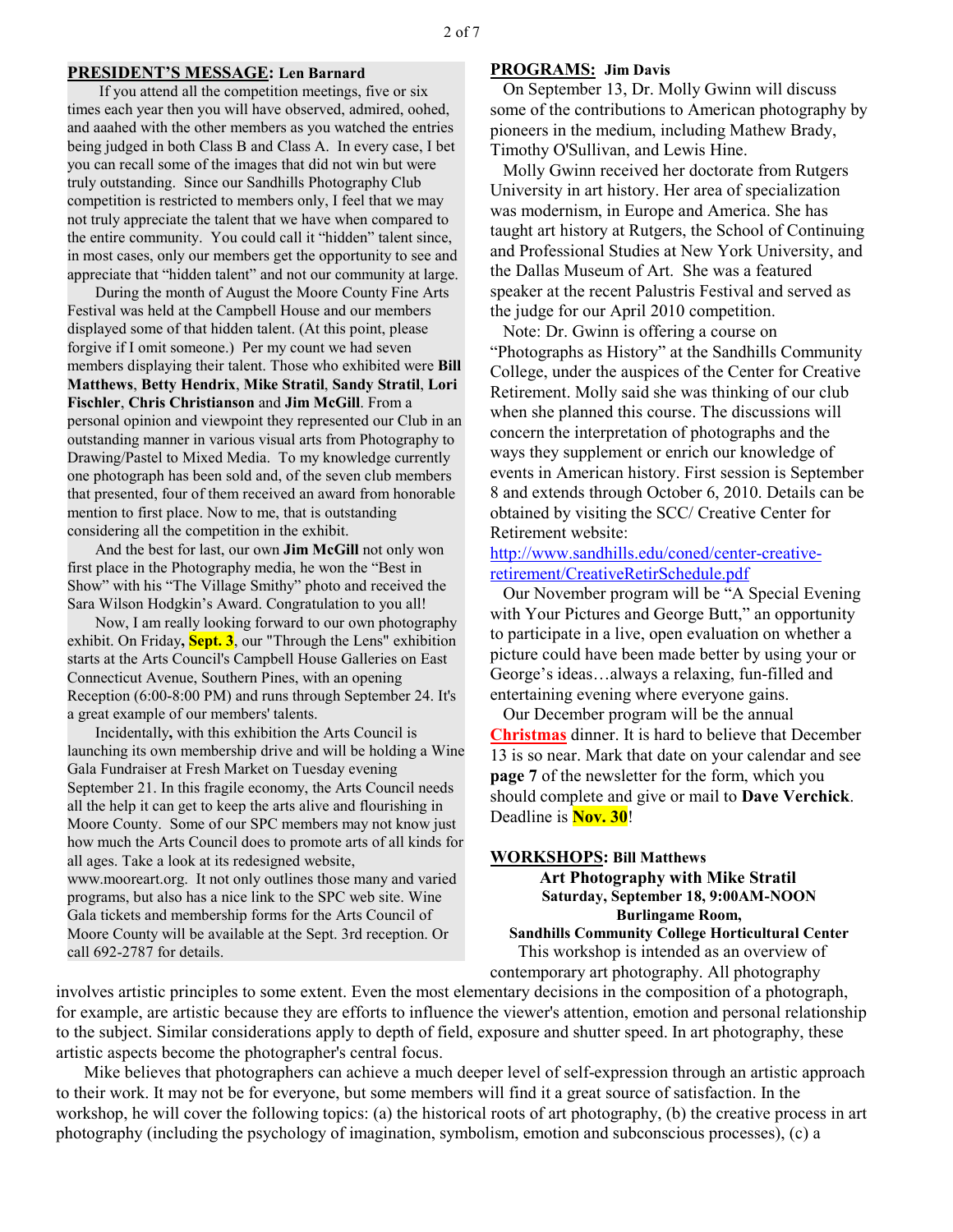**PRESIDENT'S MESSAGE: Len Barnard**

If you attend all the competition meetings, five or six times each year then you will have observed, admired, oohed, and aahed with the other members as you watched the entries being judged in both Class B and Class A. In every case, I bet you can recall some of the images that did not win but were truly outstanding. Since our Sandhills Photography Club competition is restricted to members only, I feel that we may not truly appreciate the talent that we have when compared to the entire community. You could call it "hidden" talent since, in most cases, only our members get the opportunity to see and appreciate that "hidden talent" and not our community at large.

During the month of August the Moore County Fine Arts Festival was held at the Campbell House and our members displayed some of that hidden talent. (At this point, please forgive if I omit someone.) Per my count we had seven members displaying their talent. Those who exhibited were **Bill Matthews**, **Betty Hendrix**, **Mike Stratil**, **Sandy Stratil**, **Lori Fischler**, **Chris Christianson** and **Jim McGill**. From a personal opinion and viewpoint they represented our Club in an outstanding manner in various visual arts from Photography to Drawing/Pastel to Mixed Media. To my knowledge currently one photograph has been sold and, of the seven club members that presented, four of them received an award from honorable mention to first place. Now to me, that is outstanding considering all the competition in the exhibit.

And the best for last, our own **Jim McGill** not only won first place in the Photography media, he won the "Best in Show" with his "The Village Smithy" photo and received the Sara Wilson Hodgkin's Award. Congratulation to you all!

Now, I am really looking forward to our own photography exhibit. On Friday**, Sept. 3**, our "Through the Lens" exhibition starts at the Arts Council's Campbell House Galleries on East Connecticut Avenue, Southern Pines, with an opening Reception (6:00-8:00 PM) and runs through September 24. It's a great example of our members' talents.

Incidentally**,** with this exhibition the Arts Council is launching its own membership drive and will be holding a Wine Gala Fundraiser at Fresh Market on Tuesday evening September 21. In this fragile economy, the Arts Council needs all the help it can get to keep the arts alive and flourishing in Moore County. Some of our SPC members may not know just how much the Arts Council does to promote arts of all kinds for all ages. Take a look at its redesigned website, www.mooreart.org. It not only outlines those many and varied programs, but also has a nice link to the SPC web site. Wine Gala tickets and membership forms for the Arts Council of Moore County will be available at the Sept. 3rd reception. Or call 692-2787 for details.

**PROGRAMS: Jim Davis**

On September 13, Dr. Molly Gwinn will discuss some of the contributions to American photography by pioneers in the medium, including Mathew Brady, Timothy O'Sullivan, and Lewis Hine.

Molly Gwinn received her doctorate from Rutgers University in art history. Her area of specialization was modernism, in Europe and America. She has taught art history at Rutgers, the School of Continuing and Professional Studies at New York University, and the Dallas Museum of Art. She was a featured speaker at the recent Palustris Festival and served as the judge for our April 2010 competition.

Note: Dr. Gwinn is offering a course on "Photographs as History" at the Sandhills Community College, under the auspices of the Center for Creative Retirement. Molly said she was thinking of our club when she planned this course. The discussions will concern the interpretation of photographs and the ways they supplement or enrich our knowledge of events in American history. First session is September 8 and extends through October 6, 2010. Details can be obtained by visiting the SCC/ Creative Center for Retirement website: http://www.sandhills.edu/coned/center-creative-retirement/CreativeRetirSchedule.pdf

Our November program will be "A Special Evening with Your Pictures and George Butt," an opportunity to participate in a live, open evaluation on whether a picture could have been made better by using your or George's ideas…always a relaxing, fun-filled and entertaining evening where everyone gains.

Our December program will be the annual **Christmas** dinner. It is hard to believe that December 13 is so near. Mark that date on your calendar and see **page 7** of the newsletter for the form, which you should complete and give or mail to **Dave Verchick**. Deadline is **Nov. 30**!

**WORKSHOPS: Bill Matthews**

**Art Photography with Mike Stratil**
**Saturday, September 18, 9:00AM-NOON**
**Burlingame Room,**
**Sandhills Community College Horticultural Center**

This workshop is intended as an overview of contemporary art photography. All photography involves artistic principles to some extent. Even the most elementary decisions in the composition of a photograph, for example, are artistic because they are efforts to influence the viewer's attention, emotion and personal relationship to the subject. Similar considerations apply to depth of field, exposure and shutter speed. In art photography, these artistic aspects become the photographer's central focus.

Mike believes that photographers can achieve a much deeper level of self-expression through an artistic approach to their work. It may not be for everyone, but some members will find it a great source of satisfaction. In the workshop, he will cover the following topics: (a) the historical roots of art photography, (b) the creative process in art photography (including the psychology of imagination, symbolism, emotion and subconscious processes), (c) a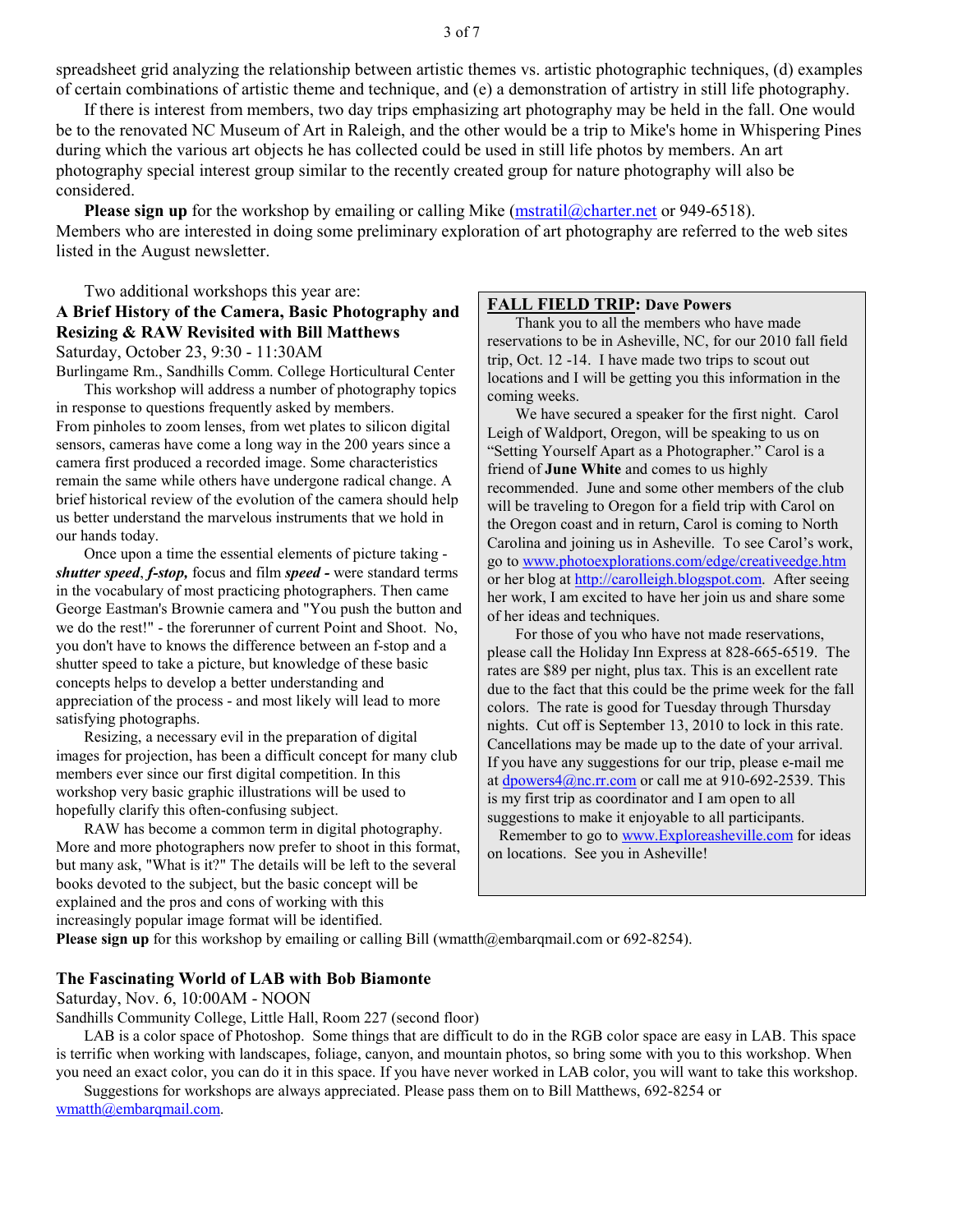spreadsheet grid analyzing the relationship between artistic themes vs. artistic photographic techniques, (d) examples of certain combinations of artistic theme and technique, and (e) a demonstration of artistry in still life photography.

If there is interest from members, two day trips emphasizing art photography may be held in the fall. One would be to the renovated NC Museum of Art in Raleigh, and the other would be a trip to Mike's home in Whispering Pines during which the various art objects he has collected could be used in still life photos by members. An art photography special interest group similar to the recently created group for nature photography will also be considered.

**Please sign up** for the workshop by emailing or calling Mike (mstratil@charter.net or 949-6518). Members who are interested in doing some preliminary exploration of art photography are referred to the web sites listed in the August newsletter.

Two additional workshops this year are:

### A Brief History of the Camera, Basic Photography and Resizing & RAW Revisited with Bill Matthews

Saturday, October 23, 9:30 - 11:30AM

Burlingame Rm., Sandhills Comm. College Horticultural Center

This workshop will address a number of photography topics in response to questions frequently asked by members. From pinholes to zoom lenses, from wet plates to silicon digital sensors, cameras have come a long way in the 200 years since a camera first produced a recorded image. Some characteristics remain the same while others have undergone radical change. A brief historical review of the evolution of the camera should help us better understand the marvelous instruments that we hold in our hands today.

Once upon a time the essential elements of picture taking - ***shutter speed***, ***f-stop,*** focus and film ***speed -*** were standard terms in the vocabulary of most practicing photographers. Then came George Eastman's Brownie camera and "You push the button and we do the rest!" - the forerunner of current Point and Shoot. No, you don't have to knows the difference between an f-stop and a shutter speed to take a picture, but knowledge of these basic concepts helps to develop a better understanding and appreciation of the process - and most likely will lead to more satisfying photographs.

Resizing, a necessary evil in the preparation of digital images for projection, has been a difficult concept for many club members ever since our first digital competition. In this workshop very basic graphic illustrations will be used to hopefully clarify this often-confusing subject.

RAW has become a common term in digital photography. More and more photographers now prefer to shoot in this format, but many ask, "What is it?" The details will be left to the several books devoted to the subject, but the basic concept will be explained and the pros and cons of working with this increasingly popular image format will be identified.

**Please sign up** for this workshop by emailing or calling Bill (wmatth@embarqmail.com or 692-8254).

### FALL FIELD TRIP: Dave Powers

Thank you to all the members who have made reservations to be in Asheville, NC, for our 2010 fall field trip, Oct. 12 -14. I have made two trips to scout out locations and I will be getting you this information in the coming weeks.

We have secured a speaker for the first night. Carol Leigh of Waldport, Oregon, will be speaking to us on "Setting Yourself Apart as a Photographer." Carol is a friend of **June White** and comes to us highly recommended. June and some other members of the club will be traveling to Oregon for a field trip with Carol on the Oregon coast and in return, Carol is coming to North Carolina and joining us in Asheville. To see Carol's work, go to www.photoexplorations.com/edge/creativeedge.htm or her blog at http://carolleigh.blogspot.com. After seeing her work, I am excited to have her join us and share some of her ideas and techniques.

For those of you who have not made reservations, please call the Holiday Inn Express at 828-665-6519. The rates are $89 per night, plus tax. This is an excellent rate due to the fact that this could be the prime week for the fall colors. The rate is good for Tuesday through Thursday nights. Cut off is September 13, 2010 to lock in this rate. Cancellations may be made up to the date of your arrival. If you have any suggestions for our trip, please e-mail me at dpowers4@nc.rr.com or call me at 910-692-2539. This is my first trip as coordinator and I am open to all suggestions to make it enjoyable to all participants.

Remember to go to www.Exploreasheville.com for ideas on locations. See you in Asheville!

### The Fascinating World of LAB with Bob Biamonte

Saturday, Nov. 6, 10:00AM - NOON

Sandhills Community College, Little Hall, Room 227 (second floor)

LAB is a color space of Photoshop. Some things that are difficult to do in the RGB color space are easy in LAB. This space is terrific when working with landscapes, foliage, canyon, and mountain photos, so bring some with you to this workshop. When you need an exact color, you can do it in this space. If you have never worked in LAB color, you will want to take this workshop.

Suggestions for workshops are always appreciated. Please pass them on to Bill Matthews, 692-8254 or wmatth@embarqmail.com.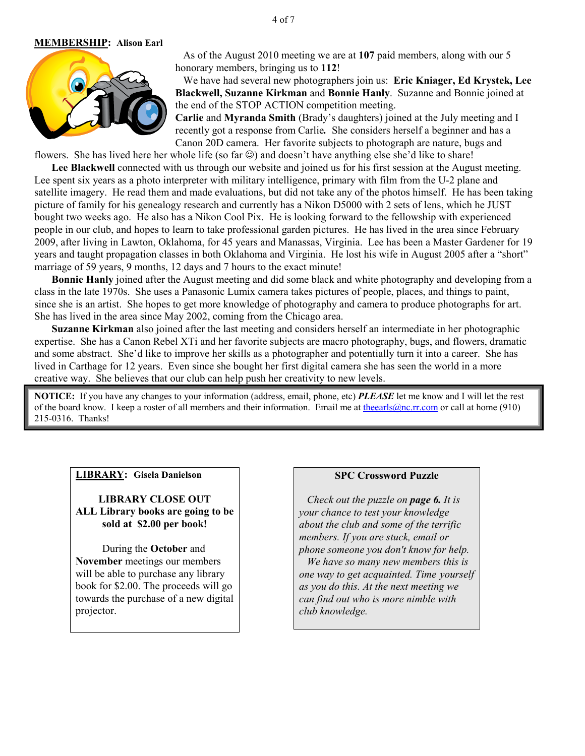**MEMBERSHIP: Alison Earl**

As of the August 2010 meeting we are at **107** paid members, along with our 5 honorary members, bringing us to **112**!

We have had several new photographers join us: **Eric Kniager, Ed Krystek, Lee Blackwell, Suzanne Kirkman** and **Bonnie Hanly**. Suzanne and Bonnie joined at the end of the STOP ACTION competition meeting.

**Carlie** and **Myranda Smith** (Brady's daughters) joined at the July meeting and I recently got a response from Carlie**.** She considers herself a beginner and has a Canon 20D camera. Her favorite subjects to photograph are nature, bugs and flowers. She has lived here her whole life (so far ☺) and doesn't have anything else she'd like to share!

**Lee Blackwell** connected with us through our website and joined us for his first session at the August meeting. Lee spent six years as a photo interpreter with military intelligence, primary with film from the U-2 plane and satellite imagery. He read them and made evaluations, but did not take any of the photos himself. He has been taking picture of family for his genealogy research and currently has a Nikon D5000 with 2 sets of lens, which he JUST bought two weeks ago. He also has a Nikon Cool Pix. He is looking forward to the fellowship with experienced people in our club, and hopes to learn to take professional garden pictures. He has lived in the area since February 2009, after living in Lawton, Oklahoma, for 45 years and Manassas, Virginia. Lee has been a Master Gardener for 19 years and taught propagation classes in both Oklahoma and Virginia. He lost his wife in August 2005 after a "short" marriage of 59 years, 9 months, 12 days and 7 hours to the exact minute!

**Bonnie Hanly** joined after the August meeting and did some black and white photography and developing from a class in the late 1970s. She uses a Panasonic Lumix camera takes pictures of people, places, and things to paint, since she is an artist. She hopes to get more knowledge of photography and camera to produce photographs for art. She has lived in the area since May 2002, coming from the Chicago area.

**Suzanne Kirkman** also joined after the last meeting and considers herself an intermediate in her photographic expertise. She has a Canon Rebel XTi and her favorite subjects are macro photography, bugs, and flowers, dramatic and some abstract. She'd like to improve her skills as a photographer and potentially turn it into a career. She has lived in Carthage for 12 years. Even since she bought her first digital camera she has seen the world in a more creative way. She believes that our club can help push her creativity to new levels.

**NOTICE:** If you have any changes to your information (address, email, phone, etc) ***PLEASE*** let me know and I will let the rest of the board know. I keep a roster of all members and their information. Email me at theearls@nc.rr.com or call at home (910) 215-0316. Thanks!

**LIBRARY: Gisela Danielson**

**LIBRARY CLOSE OUT**
**ALL Library books are going to be sold at $2.00 per book!**

During the **October** and **November** meetings our members will be able to purchase any library book for $2.00. The proceeds will go towards the purchase of a new digital projector.

**SPC Crossword Puzzle**

*Check out the puzzle on* ***page 6.*** *It is your chance to test your knowledge about the club and some of the terrific members. If you are stuck, email or phone someone you don't know for help.*

*We have so many new members this is one way to get acquainted. Time yourself as you do this. At the next meeting we can find out who is more nimble with club knowledge.*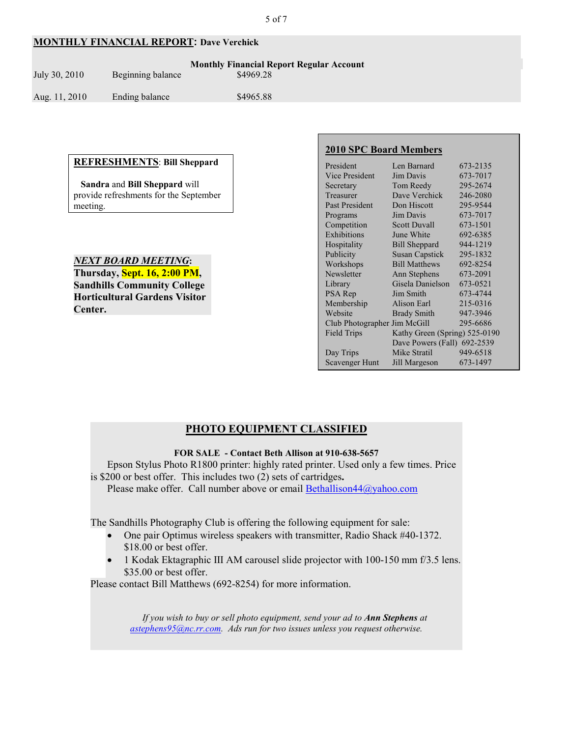## **MONTHLY FINANCIAL REPORT**: Dave Verchick

**Monthly Financial Report Regular Account**

| | | |
|---|---|---|
| July 30, 2010 | Beginning balance | $4969.28 |
| Aug. 11, 2010 | Ending balance | $4965.88 |

## **REFRESHMENTS**: Bill Sheppard

**Sandra** and **Bill Sheppard** will provide refreshments for the September meeting.

***NEXT BOARD MEETING*:**
**Thursday, Sept. 16, 2:00 PM, Sandhills Community College Horticultural Gardens Visitor Center.**

## 2010 SPC Board Members

| Position | Name | Phone |
|---|---|---|
| President | Len Barnard | 673-2135 |
| Vice President | Jim Davis | 673-7017 |
| Secretary | Tom Reedy | 295-2674 |
| Treasurer | Dave Verchick | 246-2080 |
| Past President | Don Hiscott | 295-9544 |
| Programs | Jim Davis | 673-7017 |
| Competition | Scott Duvall | 673-1501 |
| Exhibitions | June White | 692-6385 |
| Hospitality | Bill Sheppard | 944-1219 |
| Publicity | Susan Capstick | 295-1832 |
| Workshops | Bill Matthews | 692-8254 |
| Newsletter | Ann Stephens | 673-2091 |
| Library | Gisela Danielson | 673-0521 |
| PSA Rep | Jim Smith | 673-4744 |
| Membership | Alison Earl | 215-0316 |
| Website | Brady Smith | 947-3946 |
| Club Photographer | Jim McGill | 295-6686 |
| Field Trips | Kathy Green (Spring) | 525-0190 |
| | Dave Powers (Fall) | 692-2539 |
| Day Trips | Mike Stratil | 949-6518 |
| Scavenger Hunt | Jill Margeson | 673-1497 |

## PHOTO EQUIPMENT CLASSIFIED

**FOR SALE - Contact Beth Allison at 910-638-5657**

Epson Stylus Photo R1800 printer: highly rated printer. Used only a few times. Price is $200 or best offer. This includes two (2) sets of cartridges**.**

Please make offer. Call number above or email Bethallison44@yahoo.com

The Sandhills Photography Club is offering the following equipment for sale:

- One pair Optimus wireless speakers with transmitter, Radio Shack #40-1372. $18.00 or best offer.
- 1 Kodak Ektagraphic III AM carousel slide projector with 100-150 mm f/3.5 lens. $35.00 or best offer.

Please contact Bill Matthews (692-8254) for more information.

*If you wish to buy or sell photo equipment, send your ad to **Ann Stephens** at astephens95@nc.rr.com. Ads run for two issues unless you request otherwise.*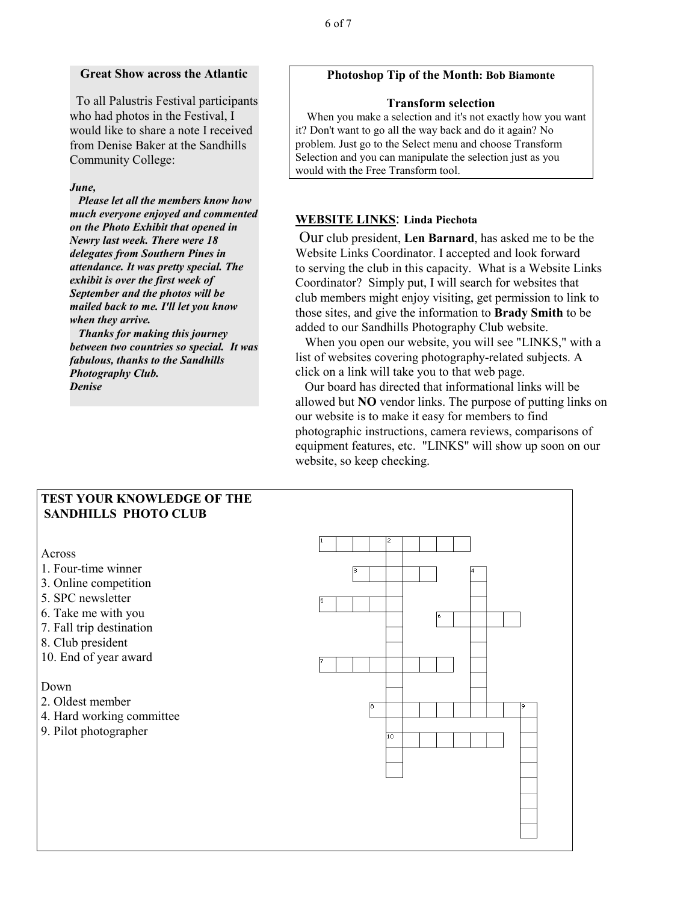## Great Show across the Atlantic

To all Palustris Festival participants who had photos in the Festival, I would like to share a note I received from Denise Baker at the Sandhills Community College:

***June,***

***Please let all the members know how much everyone enjoyed and commented on the Photo Exhibit that opened in Newry last week. There were 18 delegates from Southern Pines in attendance. It was pretty special. The exhibit is over the first week of September and the photos will be mailed back to me. I'll let you know when they arrive.***

***Thanks for making this journey between two countries so special. It was fabulous, thanks to the Sandhills Photography Club.***

***Denise***

## Photoshop Tip of the Month: Bob Biamonte

### Transform selection

When you make a selection and it's not exactly how you want it? Don't want to go all the way back and do it again? No problem. Just go to the Select menu and choose Transform Selection and you can manipulate the selection just as you would with the Free Transform tool.

## WEBSITE LINKS: Linda Piechota

Our club president, **Len Barnard**, has asked me to be the Website Links Coordinator. I accepted and look forward to serving the club in this capacity. What is a Website Links Coordinator? Simply put, I will search for websites that club members might enjoy visiting, get permission to link to those sites, and give the information to **Brady Smith** to be added to our Sandhills Photography Club website.

When you open our website, you will see "LINKS," with a list of websites covering photography-related subjects. A click on a link will take you to that web page.

Our board has directed that informational links will be allowed but **NO** vendor links. The purpose of putting links on our website is to make it easy for members to find photographic instructions, camera reviews, comparisons of equipment features, etc. "LINKS" will show up soon on our website, so keep checking.

## TEST YOUR KNOWLEDGE OF THE SANDHILLS PHOTO CLUB

Across
1. Four-time winner
3. Online competition
5. SPC newsletter
6. Take me with you
7. Fall trip destination
8. Club president
10. End of year award

Down
2. Oldest member
4. Hard working committee
9. Pilot photographer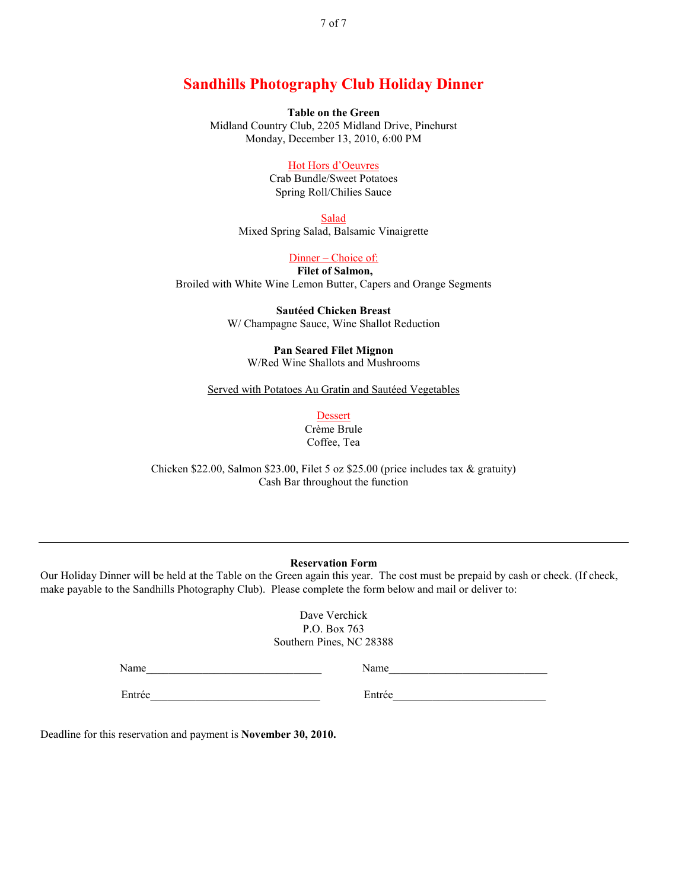# Sandhills Photography Club Holiday Dinner

**Table on the Green**
Midland Country Club, 2205 Midland Drive, Pinehurst
Monday, December 13, 2010, 6:00 PM

Hot Hors d'Oeuvres
Crab Bundle/Sweet Potatoes
Spring Roll/Chilies Sauce

Salad
Mixed Spring Salad, Balsamic Vinaigrette

Dinner – Choice of:
**Filet of Salmon,**
Broiled with White Wine Lemon Butter, Capers and Orange Segments

**Sautéed Chicken Breast**
W/ Champagne Sauce, Wine Shallot Reduction

**Pan Seared Filet Mignon**
W/Red Wine Shallots and Mushrooms

Served with Potatoes Au Gratin and Sautéed Vegetables

Dessert
Crème Brule
Coffee, Tea

Chicken $22.00, Salmon $23.00, Filet 5 oz $25.00 (price includes tax & gratuity)
Cash Bar throughout the function

---

**Reservation Form**

Our Holiday Dinner will be held at the Table on the Green again this year. The cost must be prepaid by cash or check. (If check, make payable to the Sandhills Photography Club). Please complete the form below and mail or deliver to:

Dave Verchick
P.O. Box 763
Southern Pines, NC 28388

Name______________________________ Name____________________________

Entrée_____________________________ Entrée___________________________

Deadline for this reservation and payment is **November 30, 2010.**